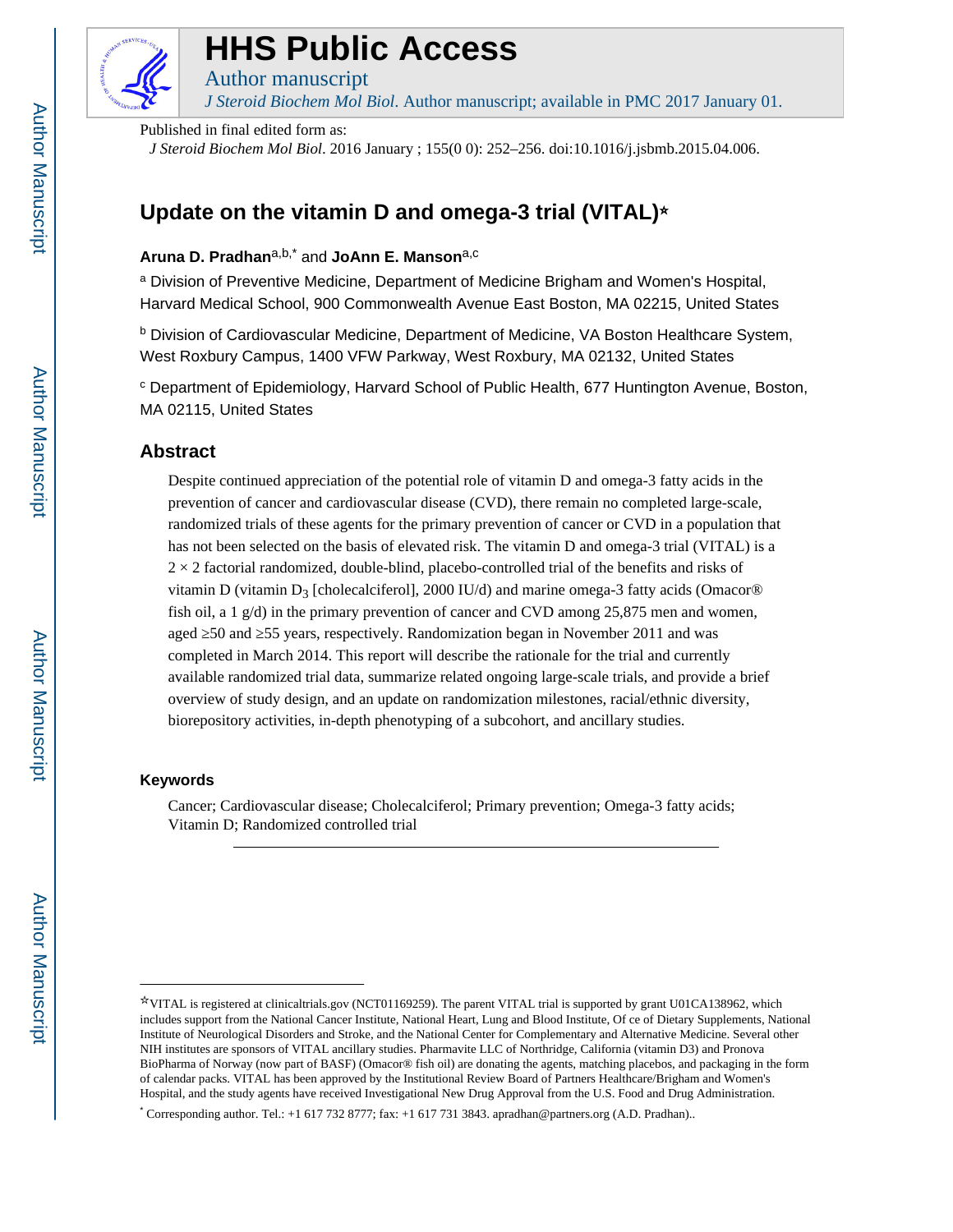# HHS Public Access

Author manuscript

*J Steroid Biochem Mol Biol*. Author manuscript; available in PMC 2017 January 01.

Published in final edited form as:

*J Steroid Biochem Mol Biol*. 2016 January ; 155(0 0): 252–256. doi:10.1016/j.jsbmb.2015.04.006.

# Update on the vitamin D and omega-3 trial (VITAL)☆

**Aruna D. Pradhan**[a,b,*] and **JoAnn E. Manson**[a,c]

[a] Division of Preventive Medicine, Department of Medicine Brigham and Women's Hospital, Harvard Medical School, 900 Commonwealth Avenue East Boston, MA 02215, United States

[b] Division of Cardiovascular Medicine, Department of Medicine, VA Boston Healthcare System, West Roxbury Campus, 1400 VFW Parkway, West Roxbury, MA 02132, United States

[c] Department of Epidemiology, Harvard School of Public Health, 677 Huntington Avenue, Boston, MA 02115, United States

## Abstract

Despite continued appreciation of the potential role of vitamin D and omega-3 fatty acids in the prevention of cancer and cardiovascular disease (CVD), there remain no completed large-scale, randomized trials of these agents for the primary prevention of cancer or CVD in a population that has not been selected on the basis of elevated risk. The vitamin D and omega-3 trial (VITAL) is a $2 \times 2$ factorial randomized, double-blind, placebo-controlled trial of the benefits and risks of vitamin D (vitamin $D_3$ [cholecalciferol], 2000 IU/d) and marine omega-3 fatty acids (Omacor® fish oil, a 1 g/d) in the primary prevention of cancer and CVD among 25,875 men and women, aged ≥50 and ≥55 years, respectively. Randomization began in November 2011 and was completed in March 2014. This report will describe the rationale for the trial and currently available randomized trial data, summarize related ongoing large-scale trials, and provide a brief overview of study design, and an update on randomization milestones, racial/ethnic diversity, biorepository activities, in-depth phenotyping of a subcohort, and ancillary studies.

### Keywords

Cancer; Cardiovascular disease; Cholecalciferol; Primary prevention; Omega-3 fatty acids; Vitamin D; Randomized controlled trial

---

☆VITAL is registered at clinicaltrials.gov (NCT01169259). The parent VITAL trial is supported by grant U01CA138962, which includes support from the National Cancer Institute, National Heart, Lung and Blood Institute, Of ce of Dietary Supplements, National Institute of Neurological Disorders and Stroke, and the National Center for Complementary and Alternative Medicine. Several other NIH institutes are sponsors of VITAL ancillary studies. Pharmavite LLC of Northridge, California (vitamin D3) and Pronova BioPharma of Norway (now part of BASF) (Omacor® fish oil) are donating the agents, matching placebos, and packaging in the form of calendar packs. VITAL has been approved by the Institutional Review Board of Partners Healthcare/Brigham and Women's Hospital, and the study agents have received Investigational New Drug Approval from the U.S. Food and Drug Administration.

* Corresponding author. Tel.: +1 617 732 8777; fax: +1 617 731 3843. apradhan@partners.org (A.D. Pradhan)..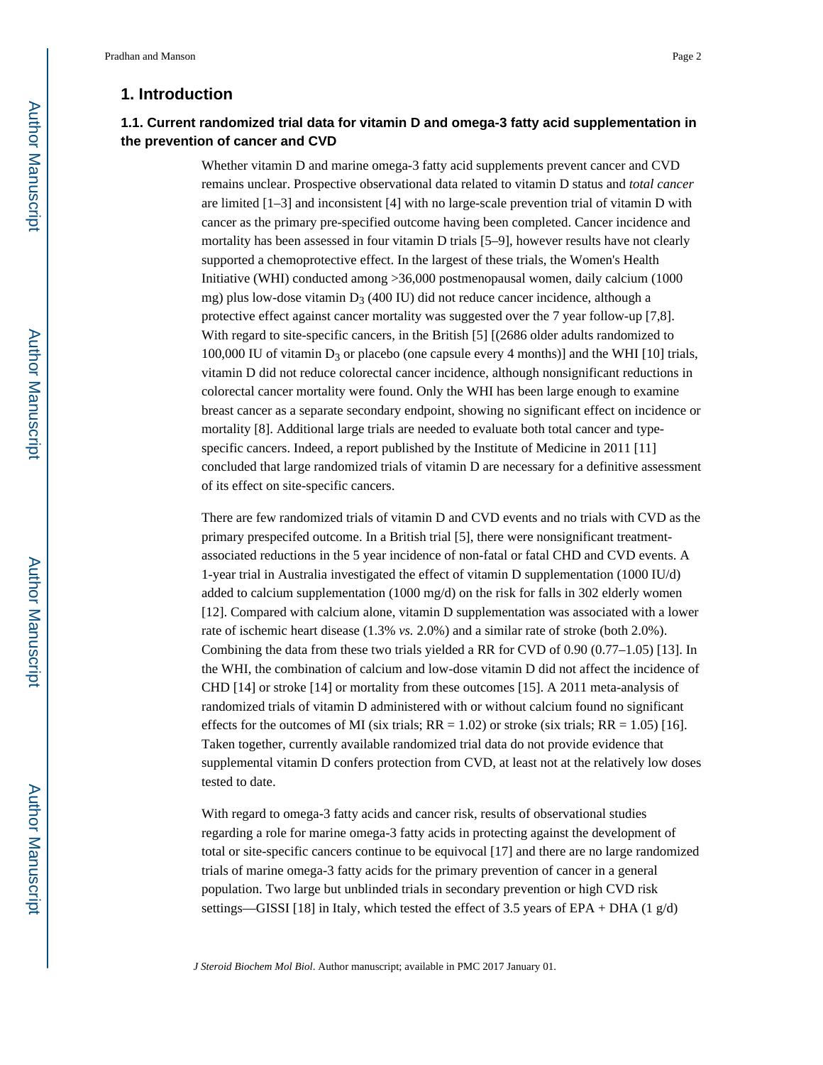## 1. Introduction

### 1.1. Current randomized trial data for vitamin D and omega-3 fatty acid supplementation in the prevention of cancer and CVD

Whether vitamin D and marine omega-3 fatty acid supplements prevent cancer and CVD remains unclear. Prospective observational data related to vitamin D status and *total cancer* are limited [1–3] and inconsistent [4] with no large-scale prevention trial of vitamin D with cancer as the primary pre-specified outcome having been completed. Cancer incidence and mortality has been assessed in four vitamin D trials [5–9], however results have not clearly supported a chemoprotective effect. In the largest of these trials, the Women's Health Initiative (WHI) conducted among >36,000 postmenopausal women, daily calcium (1000 mg) plus low-dose vitamin $D_3$ (400 IU) did not reduce cancer incidence, although a protective effect against cancer mortality was suggested over the 7 year follow-up [7,8]. With regard to site-specific cancers, in the British [5] [(2686 older adults randomized to 100,000 IU of vitamin $D_3$ or placebo (one capsule every 4 months)] and the WHI [10] trials, vitamin D did not reduce colorectal cancer incidence, although nonsignificant reductions in colorectal cancer mortality were found. Only the WHI has been large enough to examine breast cancer as a separate secondary endpoint, showing no significant effect on incidence or mortality [8]. Additional large trials are needed to evaluate both total cancer and type-specific cancers. Indeed, a report published by the Institute of Medicine in 2011 [11] concluded that large randomized trials of vitamin D are necessary for a definitive assessment of its effect on site-specific cancers.

There are few randomized trials of vitamin D and CVD events and no trials with CVD as the primary prespecifed outcome. In a British trial [5], there were nonsignificant treatment-associated reductions in the 5 year incidence of non-fatal or fatal CHD and CVD events. A 1-year trial in Australia investigated the effect of vitamin D supplementation (1000 IU/d) added to calcium supplementation (1000 mg/d) on the risk for falls in 302 elderly women [12]. Compared with calcium alone, vitamin D supplementation was associated with a lower rate of ischemic heart disease (1.3% *vs.* 2.0%) and a similar rate of stroke (both 2.0%). Combining the data from these two trials yielded a RR for CVD of 0.90 (0.77–1.05) [13]. In the WHI, the combination of calcium and low-dose vitamin D did not affect the incidence of CHD [14] or stroke [14] or mortality from these outcomes [15]. A 2011 meta-analysis of randomized trials of vitamin D administered with or without calcium found no significant effects for the outcomes of MI (six trials; RR = 1.02) or stroke (six trials; RR = 1.05) [16]. Taken together, currently available randomized trial data do not provide evidence that supplemental vitamin D confers protection from CVD, at least not at the relatively low doses tested to date.

With regard to omega-3 fatty acids and cancer risk, results of observational studies regarding a role for marine omega-3 fatty acids in protecting against the development of total or site-specific cancers continue to be equivocal [17] and there are no large randomized trials of marine omega-3 fatty acids for the primary prevention of cancer in a general population. Two large but unblinded trials in secondary prevention or high CVD risk settings—GISSI [18] in Italy, which tested the effect of 3.5 years of EPA + DHA (1 g/d)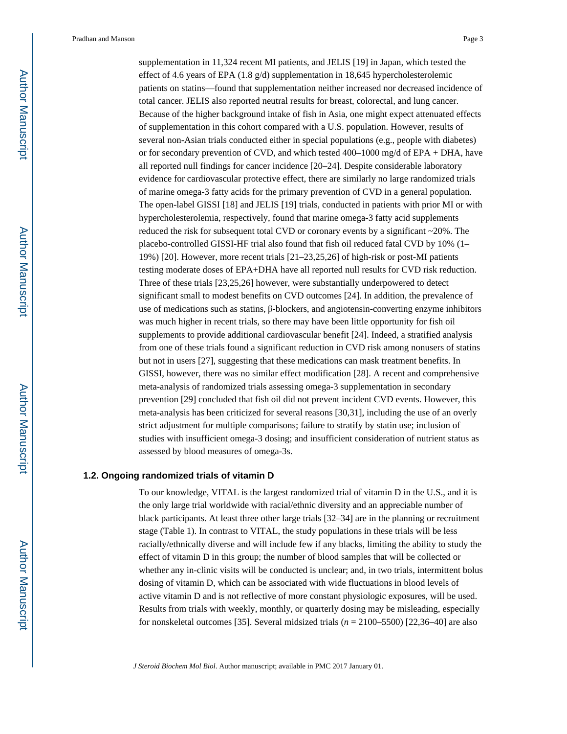supplementation in 11,324 recent MI patients, and JELIS [19] in Japan, which tested the effect of 4.6 years of EPA (1.8 g/d) supplementation in 18,645 hypercholesterolemic patients on statins—found that supplementation neither increased nor decreased incidence of total cancer. JELIS also reported neutral results for breast, colorectal, and lung cancer. Because of the higher background intake of fish in Asia, one might expect attenuated effects of supplementation in this cohort compared with a U.S. population. However, results of several non-Asian trials conducted either in special populations (e.g., people with diabetes) or for secondary prevention of CVD, and which tested 400–1000 mg/d of EPA + DHA, have all reported null findings for cancer incidence [20–24]. Despite considerable laboratory evidence for cardiovascular protective effect, there are similarly no large randomized trials of marine omega-3 fatty acids for the primary prevention of CVD in a general population. The open-label GISSI [18] and JELIS [19] trials, conducted in patients with prior MI or with hypercholesterolemia, respectively, found that marine omega-3 fatty acid supplements reduced the risk for subsequent total CVD or coronary events by a significant ~20%. The placebo-controlled GISSI-HF trial also found that fish oil reduced fatal CVD by 10% (1–19%) [20]. However, more recent trials [21–23,25,26] of high-risk or post-MI patients testing moderate doses of EPA+DHA have all reported null results for CVD risk reduction. Three of these trials [23,25,26] however, were substantially underpowered to detect significant small to modest benefits on CVD outcomes [24]. In addition, the prevalence of use of medications such as statins, β-blockers, and angiotensin-converting enzyme inhibitors was much higher in recent trials, so there may have been little opportunity for fish oil supplements to provide additional cardiovascular benefit [24]. Indeed, a stratified analysis from one of these trials found a significant reduction in CVD risk among nonusers of statins but not in users [27], suggesting that these medications can mask treatment benefits. In GISSI, however, there was no similar effect modification [28]. A recent and comprehensive meta-analysis of randomized trials assessing omega-3 supplementation in secondary prevention [29] concluded that fish oil did not prevent incident CVD events. However, this meta-analysis has been criticized for several reasons [30,31], including the use of an overly strict adjustment for multiple comparisons; failure to stratify by statin use; inclusion of studies with insufficient omega-3 dosing; and insufficient consideration of nutrient status as assessed by blood measures of omega-3s.

### 1.2. Ongoing randomized trials of vitamin D

To our knowledge, VITAL is the largest randomized trial of vitamin D in the U.S., and it is the only large trial worldwide with racial/ethnic diversity and an appreciable number of black participants. At least three other large trials [32–34] are in the planning or recruitment stage (Table 1). In contrast to VITAL, the study populations in these trials will be less racially/ethnically diverse and will include few if any blacks, limiting the ability to study the effect of vitamin D in this group; the number of blood samples that will be collected or whether any in-clinic visits will be conducted is unclear; and, in two trials, intermittent bolus dosing of vitamin D, which can be associated with wide fluctuations in blood levels of active vitamin D and is not reflective of more constant physiologic exposures, will be used. Results from trials with weekly, monthly, or quarterly dosing may be misleading, especially for nonskeletal outcomes [35]. Several midsized trials ($n$ = 2100–5500) [22,36–40] are also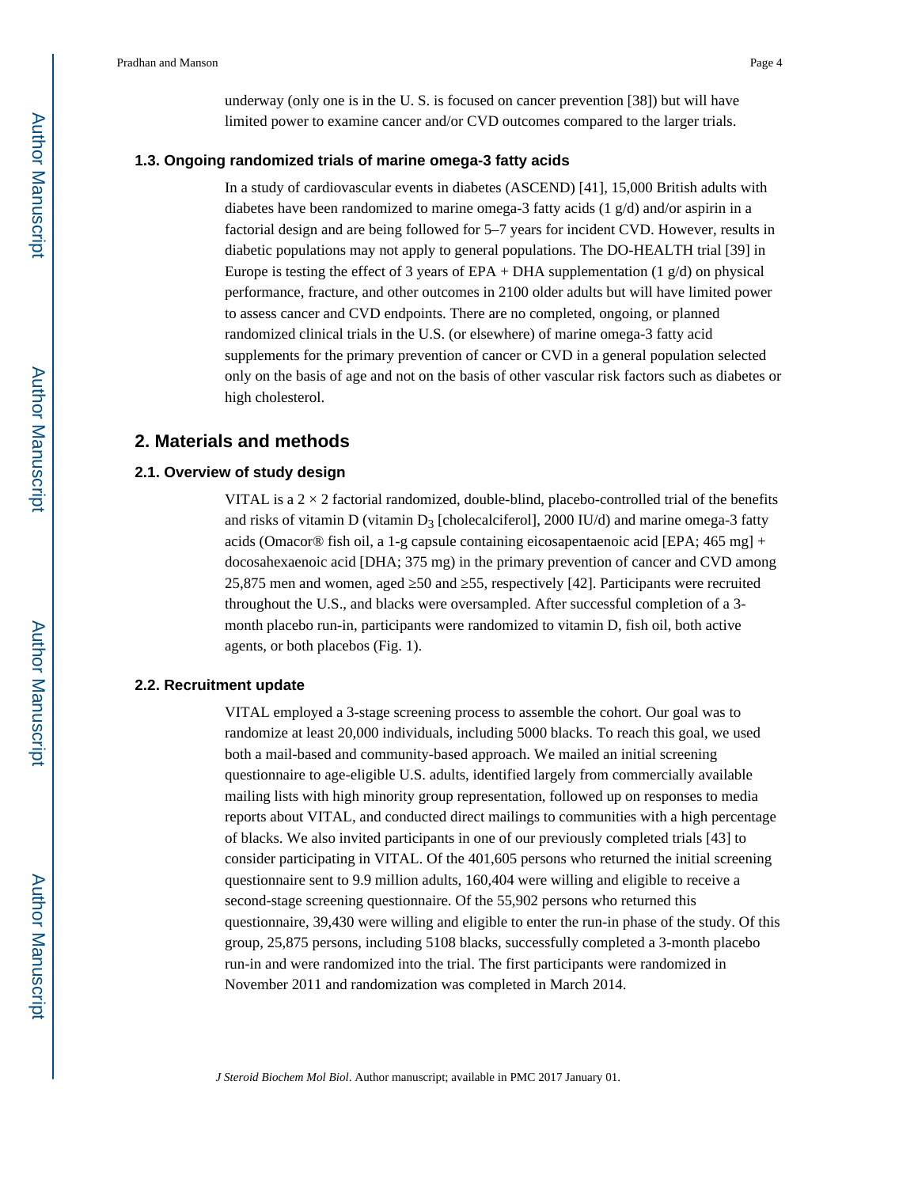underway (only one is in the U. S. is focused on cancer prevention [38]) but will have limited power to examine cancer and/or CVD outcomes compared to the larger trials.

### 1.3. Ongoing randomized trials of marine omega-3 fatty acids

In a study of cardiovascular events in diabetes (ASCEND) [41], 15,000 British adults with diabetes have been randomized to marine omega-3 fatty acids (1 g/d) and/or aspirin in a factorial design and are being followed for 5–7 years for incident CVD. However, results in diabetic populations may not apply to general populations. The DO-HEALTH trial [39] in Europe is testing the effect of 3 years of EPA + DHA supplementation (1 g/d) on physical performance, fracture, and other outcomes in 2100 older adults but will have limited power to assess cancer and CVD endpoints. There are no completed, ongoing, or planned randomized clinical trials in the U.S. (or elsewhere) of marine omega-3 fatty acid supplements for the primary prevention of cancer or CVD in a general population selected only on the basis of age and not on the basis of other vascular risk factors such as diabetes or high cholesterol.

## 2. Materials and methods

### 2.1. Overview of study design

VITAL is a 2 × 2 factorial randomized, double-blind, placebo-controlled trial of the benefits and risks of vitamin D (vitamin $D_3$ [cholecalciferol], 2000 IU/d) and marine omega-3 fatty acids (Omacor® fish oil, a 1-g capsule containing eicosapentaenoic acid [EPA; 465 mg] + docosahexaenoic acid [DHA; 375 mg) in the primary prevention of cancer and CVD among 25,875 men and women, aged ≥50 and ≥55, respectively [42]. Participants were recruited throughout the U.S., and blacks were oversampled. After successful completion of a 3-month placebo run-in, participants were randomized to vitamin D, fish oil, both active agents, or both placebos (Fig. 1).

### 2.2. Recruitment update

VITAL employed a 3-stage screening process to assemble the cohort. Our goal was to randomize at least 20,000 individuals, including 5000 blacks. To reach this goal, we used both a mail-based and community-based approach. We mailed an initial screening questionnaire to age-eligible U.S. adults, identified largely from commercially available mailing lists with high minority group representation, followed up on responses to media reports about VITAL, and conducted direct mailings to communities with a high percentage of blacks. We also invited participants in one of our previously completed trials [43] to consider participating in VITAL. Of the 401,605 persons who returned the initial screening questionnaire sent to 9.9 million adults, 160,404 were willing and eligible to receive a second-stage screening questionnaire. Of the 55,902 persons who returned this questionnaire, 39,430 were willing and eligible to enter the run-in phase of the study. Of this group, 25,875 persons, including 5108 blacks, successfully completed a 3-month placebo run-in and were randomized into the trial. The first participants were randomized in November 2011 and randomization was completed in March 2014.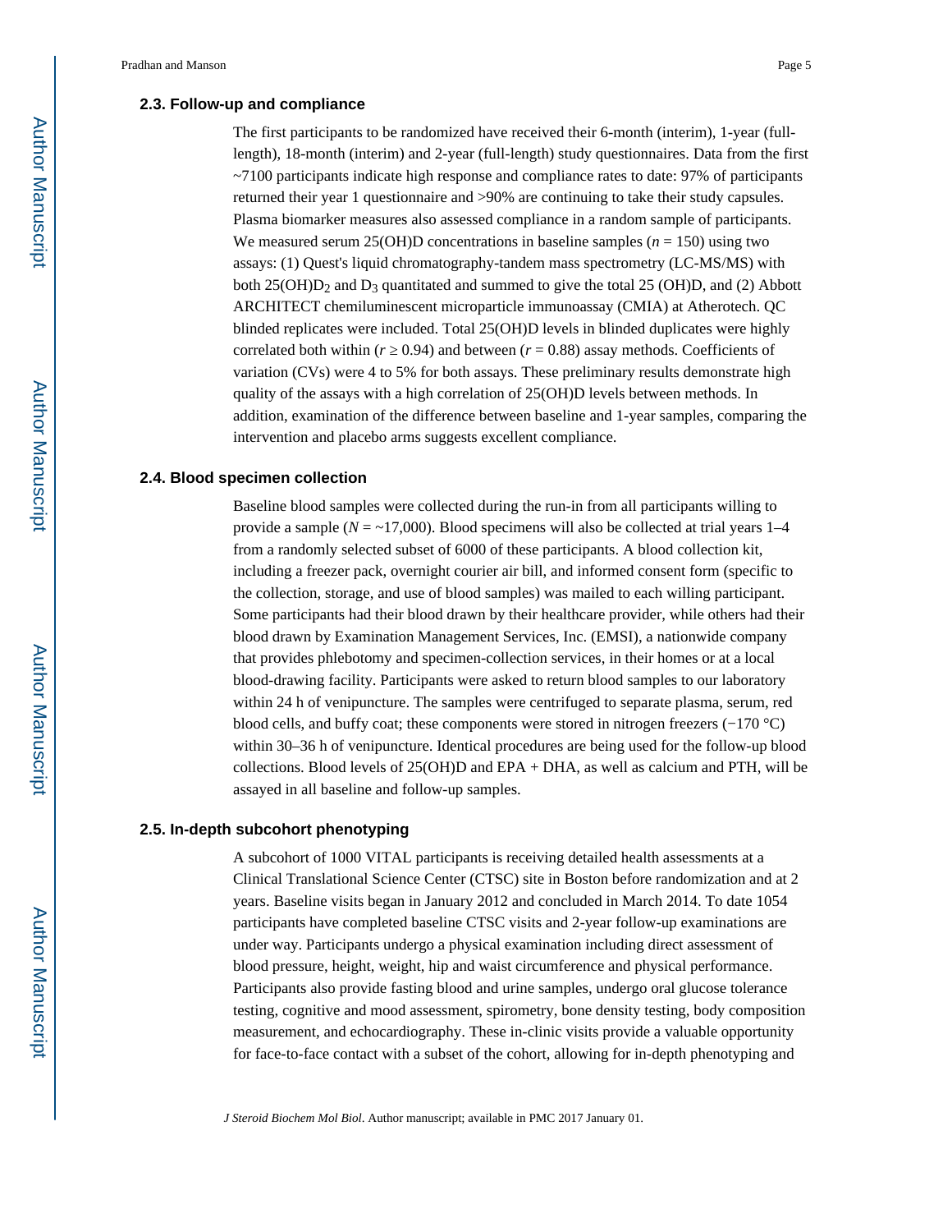### 2.3. Follow-up and compliance

The first participants to be randomized have received their 6-month (interim), 1-year (full-length), 18-month (interim) and 2-year (full-length) study questionnaires. Data from the first ~7100 participants indicate high response and compliance rates to date: 97% of participants returned their year 1 questionnaire and >90% are continuing to take their study capsules. Plasma biomarker measures also assessed compliance in a random sample of participants. We measured serum 25(OH)D concentrations in baseline samples ($n = 150$) using two assays: (1) Quest's liquid chromatography-tandem mass spectrometry (LC-MS/MS) with both 25(OH)$D_2$ and $D_3$ quantitated and summed to give the total 25 (OH)D, and (2) Abbott ARCHITECT chemiluminescent microparticle immunoassay (CMIA) at Atherotech. QC blinded replicates were included. Total 25(OH)D levels in blinded duplicates were highly correlated both within ($r \geq 0.94$) and between ($r = 0.88$) assay methods. Coefficients of variation (CVs) were 4 to 5% for both assays. These preliminary results demonstrate high quality of the assays with a high correlation of 25(OH)D levels between methods. In addition, examination of the difference between baseline and 1-year samples, comparing the intervention and placebo arms suggests excellent compliance.

### 2.4. Blood specimen collection

Baseline blood samples were collected during the run-in from all participants willing to provide a sample ($N = \sim 17{,}000$). Blood specimens will also be collected at trial years 1–4 from a randomly selected subset of 6000 of these participants. A blood collection kit, including a freezer pack, overnight courier air bill, and informed consent form (specific to the collection, storage, and use of blood samples) was mailed to each willing participant. Some participants had their blood drawn by their healthcare provider, while others had their blood drawn by Examination Management Services, Inc. (EMSI), a nationwide company that provides phlebotomy and specimen-collection services, in their homes or at a local blood-drawing facility. Participants were asked to return blood samples to our laboratory within 24 h of venipuncture. The samples were centrifuged to separate plasma, serum, red blood cells, and buffy coat; these components were stored in nitrogen freezers (−170 °C) within 30–36 h of venipuncture. Identical procedures are being used for the follow-up blood collections. Blood levels of 25(OH)D and EPA + DHA, as well as calcium and PTH, will be assayed in all baseline and follow-up samples.

### 2.5. In-depth subcohort phenotyping

A subcohort of 1000 VITAL participants is receiving detailed health assessments at a Clinical Translational Science Center (CTSC) site in Boston before randomization and at 2 years. Baseline visits began in January 2012 and concluded in March 2014. To date 1054 participants have completed baseline CTSC visits and 2-year follow-up examinations are under way. Participants undergo a physical examination including direct assessment of blood pressure, height, weight, hip and waist circumference and physical performance. Participants also provide fasting blood and urine samples, undergo oral glucose tolerance testing, cognitive and mood assessment, spirometry, bone density testing, body composition measurement, and echocardiography. These in-clinic visits provide a valuable opportunity for face-to-face contact with a subset of the cohort, allowing for in-depth phenotyping and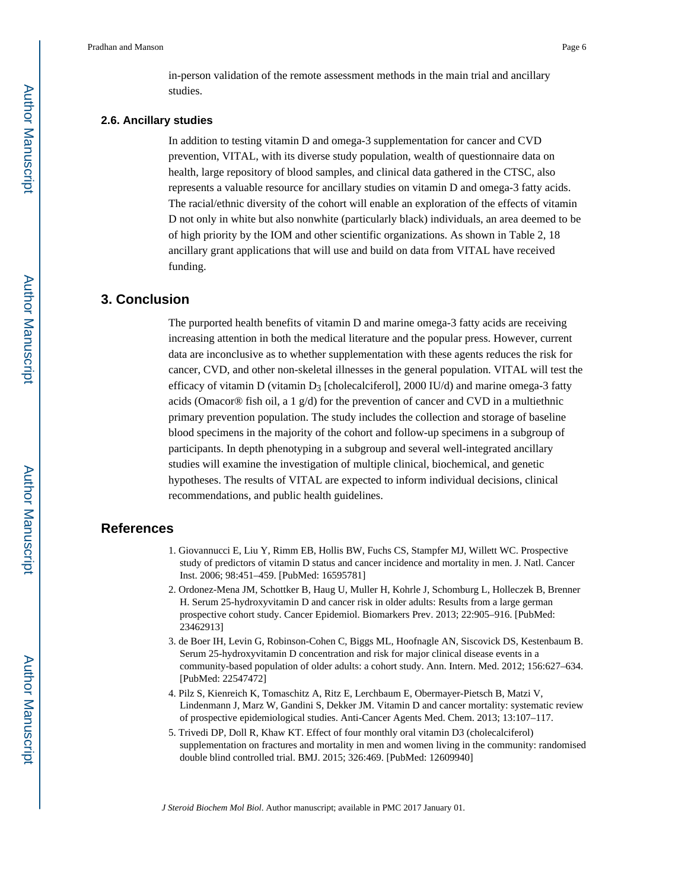in-person validation of the remote assessment methods in the main trial and ancillary studies.

### 2.6. Ancillary studies

In addition to testing vitamin D and omega-3 supplementation for cancer and CVD prevention, VITAL, with its diverse study population, wealth of questionnaire data on health, large repository of blood samples, and clinical data gathered in the CTSC, also represents a valuable resource for ancillary studies on vitamin D and omega-3 fatty acids. The racial/ethnic diversity of the cohort will enable an exploration of the effects of vitamin D not only in white but also nonwhite (particularly black) individuals, an area deemed to be of high priority by the IOM and other scientific organizations. As shown in Table 2, 18 ancillary grant applications that will use and build on data from VITAL have received funding.

## 3. Conclusion

The purported health benefits of vitamin D and marine omega-3 fatty acids are receiving increasing attention in both the medical literature and the popular press. However, current data are inconclusive as to whether supplementation with these agents reduces the risk for cancer, CVD, and other non-skeletal illnesses in the general population. VITAL will test the efficacy of vitamin D (vitamin $D_3$ [cholecalciferol], 2000 IU/d) and marine omega-3 fatty acids (Omacor® fish oil, a 1 g/d) for the prevention of cancer and CVD in a multiethnic primary prevention population. The study includes the collection and storage of baseline blood specimens in the majority of the cohort and follow-up specimens in a subgroup of participants. In depth phenotyping in a subgroup and several well-integrated ancillary studies will examine the investigation of multiple clinical, biochemical, and genetic hypotheses. The results of VITAL are expected to inform individual decisions, clinical recommendations, and public health guidelines.

## References

1. Giovannucci E, Liu Y, Rimm EB, Hollis BW, Fuchs CS, Stampfer MJ, Willett WC. Prospective study of predictors of vitamin D status and cancer incidence and mortality in men. J. Natl. Cancer Inst. 2006; 98:451–459. [PubMed: 16595781]
2. Ordonez-Mena JM, Schottker B, Haug U, Muller H, Kohrle J, Schomburg L, Holleczek B, Brenner H. Serum 25-hydroxyvitamin D and cancer risk in older adults: Results from a large german prospective cohort study. Cancer Epidemiol. Biomarkers Prev. 2013; 22:905–916. [PubMed: 23462913]
3. de Boer IH, Levin G, Robinson-Cohen C, Biggs ML, Hoofnagle AN, Siscovick DS, Kestenbaum B. Serum 25-hydroxyvitamin D concentration and risk for major clinical disease events in a community-based population of older adults: a cohort study. Ann. Intern. Med. 2012; 156:627–634. [PubMed: 22547472]
4. Pilz S, Kienreich K, Tomaschitz A, Ritz E, Lerchbaum E, Obermayer-Pietsch B, Matzi V, Lindenmann J, Marz W, Gandini S, Dekker JM. Vitamin D and cancer mortality: systematic review of prospective epidemiological studies. Anti-Cancer Agents Med. Chem. 2013; 13:107–117.
5. Trivedi DP, Doll R, Khaw KT. Effect of four monthly oral vitamin D3 (cholecalciferol) supplementation on fractures and mortality in men and women living in the community: randomised double blind controlled trial. BMJ. 2015; 326:469. [PubMed: 12609940]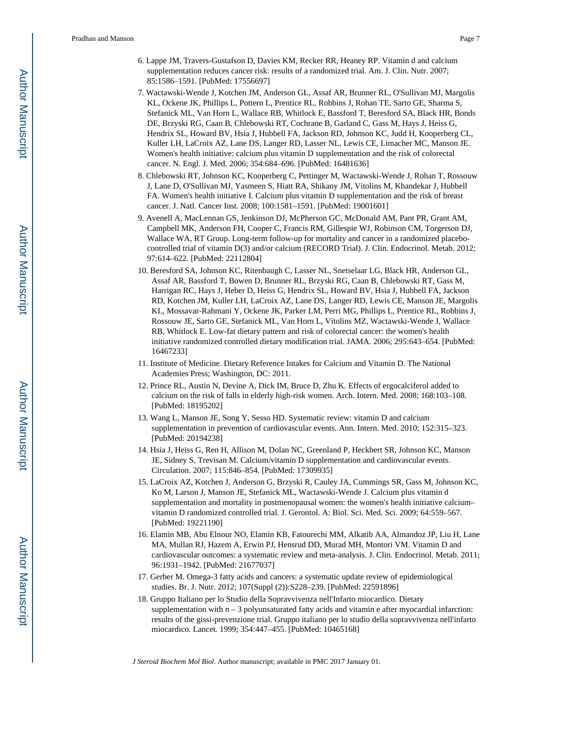6. Lappe JM, Travers-Gustafson D, Davies KM, Recker RR, Heaney RP. Vitamin d and calcium supplementation reduces cancer risk: results of a randomized trial. Am. J. Clin. Nutr. 2007; 85:1586–1591. [PubMed: 17556697]
7. Wactawski-Wende J, Kotchen JM, Anderson GL, Assaf AR, Brunner RL, O'Sullivan MJ, Margolis KL, Ockene JK, Phillips L, Pottern L, Prentice RL, Robbins J, Rohan TE, Sarto GE, Sharma S, Stefanick ML, Van Horn L, Wallace RB, Whitlock E, Bassford T, Beresford SA, Black HR, Bonds DE, Brzyski RG, Caan B, Chlebowski RT, Cochrane B, Garland C, Gass M, Hays J, Heiss G, Hendrix SL, Howard BV, Hsia J, Hubbell FA, Jackson RD, Johnson KC, Judd H, Kooperberg CL, Kuller LH, LaCroix AZ, Lane DS, Langer RD, Lasser NL, Lewis CE, Limacher MC, Manson JE. Women's health initiative: calcium plus vitamin D supplementation and the risk of colorectal cancer. N. Engl. J. Med. 2006; 354:684–696. [PubMed: 16481636]
8. Chlebowski RT, Johnson KC, Kooperberg C, Pettinger M, Wactawski-Wende J, Rohan T, Rossouw J, Lane D, O'Sullivan MJ, Yasmeen S, Hiatt RA, Shikany JM, Vitolins M, Khandekar J, Hubbell FA. Women's health initiative I. Calcium plus vitamin D supplementation and the risk of breast cancer. J. Natl. Cancer Inst. 2008; 100:1581–1591. [PubMed: 19001601]
9. Avenell A, MacLennan GS, Jenkinson DJ, McPherson GC, McDonald AM, Pant PR, Grant AM, Campbell MK, Anderson FH, Cooper C, Francis RM, Gillespie WJ, Robinson CM, Torgerson DJ, Wallace WA, RT Group. Long-term follow-up for mortality and cancer in a randomized placebo-controlled trial of vitamin D(3) and/or calcium (RECORD Trial). J. Clin. Endocrinol. Metab. 2012; 97:614–622. [PubMed: 22112804]
10. Beresford SA, Johnson KC, Ritenbaugh C, Lasser NL, Snetselaar LG, Black HR, Anderson GL, Assaf AR, Bassford T, Bowen D, Brunner RL, Brzyski RG, Caan B, Chlebowski RT, Gass M, Harrigan RC, Hays J, Heber D, Heiss G, Hendrix SL, Howard BV, Hsia J, Hubbell FA, Jackson RD, Kotchen JM, Kuller LH, LaCroix AZ, Lane DS, Langer RD, Lewis CE, Manson JE, Margolis KL, Mossavar-Rahmani Y, Ockene JK, Parker LM, Perri MG, Phillips L, Prentice RL, Robbins J, Rossouw JE, Sarto GE, Stefanick ML, Van Horn L, Vitolins MZ, Wactawski-Wende J, Wallace RB, Whitlock E. Low-fat dietary pattern and risk of colorectal cancer: the women's health initiative randomized controlled dietary modification trial. JAMA. 2006; 295:643–654. [PubMed: 16467233]
11. Institute of Medicine. Dietary Reference Intakes for Calcium and Vitamin D. The National Academies Press; Washington, DC: 2011.
12. Prince RL, Austin N, Devine A, Dick IM, Bruce D, Zhu K. Effects of ergocalciferol added to calcium on the risk of falls in elderly high-risk women. Arch. Intern. Med. 2008; 168:103–108. [PubMed: 18195202]
13. Wang L, Manson JE, Song Y, Sesso HD. Systematic review: vitamin D and calcium supplementation in prevention of cardiovascular events. Ann. Intern. Med. 2010; 152:315–323. [PubMed: 20194238]
14. Hsia J, Heiss G, Ren H, Allison M, Dolan NC, Greenland P, Heckbert SR, Johnson KC, Manson JE, Sidney S, Trevisan M. Calcium/vitamin D supplementation and cardiovascular events. Circulation. 2007; 115:846–854. [PubMed: 17309935]
15. LaCroix AZ, Kotchen J, Anderson G, Brzyski R, Cauley JA, Cummings SR, Gass M, Johnson KC, Ko M, Larson J, Manson JE, Stefanick ML, Wactawski-Wende J. Calcium plus vitamin d supplementation and mortality in postmenopausal women: the women's health initiative calcium–vitamin D randomized controlled trial. J. Gerontol. A: Biol. Sci. Med. Sci. 2009; 64:559–567. [PubMed: 19221190]
16. Elamin MB, Abu Elnour NO, Elamin KB, Fatourechi MM, Alkatib AA, Almandoz JP, Liu H, Lane MA, Mullan RJ, Hazem A, Erwin PJ, Hensrud DD, Murad MH, Montori VM. Vitamin D and cardiovascular outcomes: a systematic review and meta-analysis. J. Clin. Endocrinol. Metab. 2011; 96:1931–1942. [PubMed: 21677037]
17. Gerber M. Omega-3 fatty acids and cancers: a systematic update review of epidemiological studies. Br. J. Nutr. 2012; 107(Suppl (2)):S228–239. [PubMed: 22591896]
18. Gruppo Italiano per lo Studio della Sopravvivenza nell'Infarto miocardico. Dietary supplementation with $n-3$ polyunsaturated fatty acids and vitamin e after myocardial infarction: results of the gissi-prevenzione trial. Gruppo italiano per lo studio della sopravvivenza nell'infarto miocardico. Lancet. 1999; 354:447–455. [PubMed: 10465168]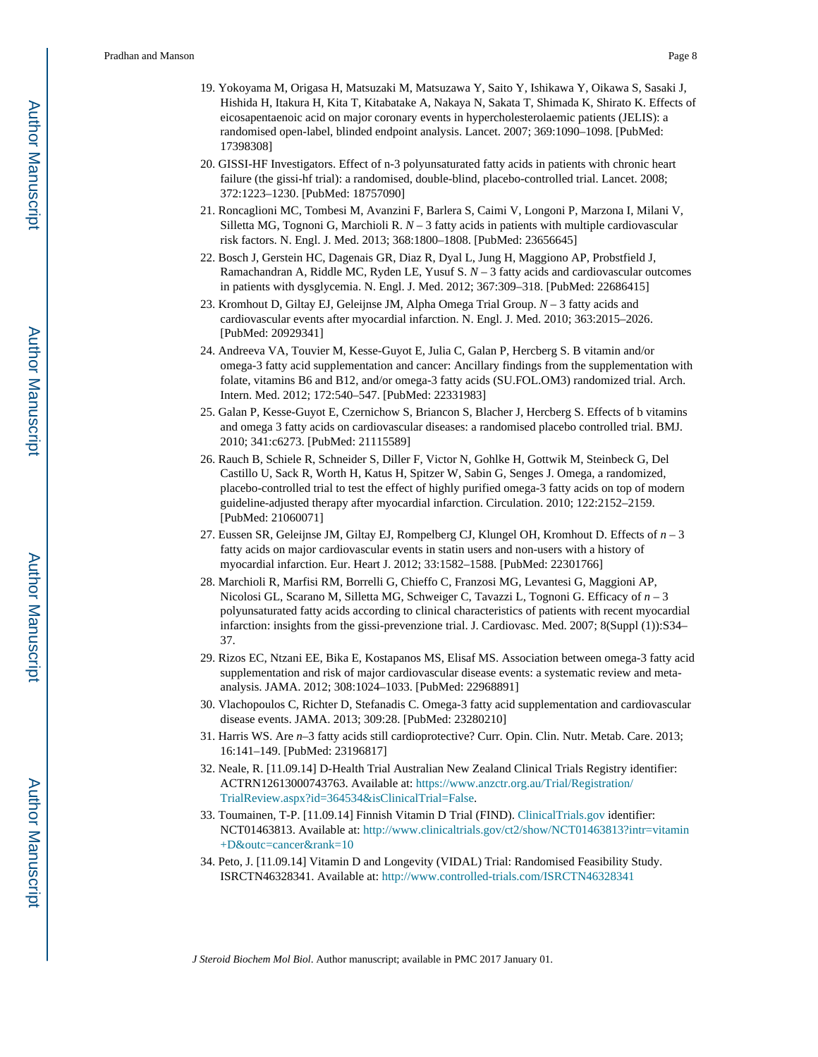19. Yokoyama M, Origasa H, Matsuzaki M, Matsuzawa Y, Saito Y, Ishikawa Y, Oikawa S, Sasaki J, Hishida H, Itakura H, Kita T, Kitabatake A, Nakaya N, Sakata T, Shimada K, Shirato K. Effects of eicosapentaenoic acid on major coronary events in hypercholesterolaemic patients (JELIS): a randomised open-label, blinded endpoint analysis. Lancet. 2007; 369:1090–1098. [PubMed: 17398308]
20. GISSI-HF Investigators. Effect of n-3 polyunsaturated fatty acids in patients with chronic heart failure (the gissi-hf trial): a randomised, double-blind, placebo-controlled trial. Lancet. 2008; 372:1223–1230. [PubMed: 18757090]
21. Roncaglioni MC, Tombesi M, Avanzini F, Barlera S, Caimi V, Longoni P, Marzona I, Milani V, Silletta MG, Tognoni G, Marchioli R. *N* – 3 fatty acids in patients with multiple cardiovascular risk factors. N. Engl. J. Med. 2013; 368:1800–1808. [PubMed: 23656645]
22. Bosch J, Gerstein HC, Dagenais GR, Diaz R, Dyal L, Jung H, Maggiono AP, Probstfield J, Ramachandran A, Riddle MC, Ryden LE, Yusuf S. *N* – 3 fatty acids and cardiovascular outcomes in patients with dysglycemia. N. Engl. J. Med. 2012; 367:309–318. [PubMed: 22686415]
23. Kromhout D, Giltay EJ, Geleijnse JM, Alpha Omega Trial Group. *N* – 3 fatty acids and cardiovascular events after myocardial infarction. N. Engl. J. Med. 2010; 363:2015–2026. [PubMed: 20929341]
24. Andreeva VA, Touvier M, Kesse-Guyot E, Julia C, Galan P, Hercberg S. B vitamin and/or omega-3 fatty acid supplementation and cancer: Ancillary findings from the supplementation with folate, vitamins B6 and B12, and/or omega-3 fatty acids (SU.FOL.OM3) randomized trial. Arch. Intern. Med. 2012; 172:540–547. [PubMed: 22331983]
25. Galan P, Kesse-Guyot E, Czernichow S, Briancon S, Blacher J, Hercberg S. Effects of b vitamins and omega 3 fatty acids on cardiovascular diseases: a randomised placebo controlled trial. BMJ. 2010; 341:c6273. [PubMed: 21115589]
26. Rauch B, Schiele R, Schneider S, Diller F, Victor N, Gohlke H, Gottwik M, Steinbeck G, Del Castillo U, Sack R, Worth H, Katus H, Spitzer W, Sabin G, Senges J. Omega, a randomized, placebo-controlled trial to test the effect of highly purified omega-3 fatty acids on top of modern guideline-adjusted therapy after myocardial infarction. Circulation. 2010; 122:2152–2159. [PubMed: 21060071]
27. Eussen SR, Geleijnse JM, Giltay EJ, Rompelberg CJ, Klungel OH, Kromhout D. Effects of *n* – 3 fatty acids on major cardiovascular events in statin users and non-users with a history of myocardial infarction. Eur. Heart J. 2012; 33:1582–1588. [PubMed: 22301766]
28. Marchioli R, Marfisi RM, Borrelli G, Chieffo C, Franzosi MG, Levantesi G, Maggioni AP, Nicolosi GL, Scarano M, Silletta MG, Schweiger C, Tavazzi L, Tognoni G. Efficacy of *n* – 3 polyunsaturated fatty acids according to clinical characteristics of patients with recent myocardial infarction: insights from the gissi-prevenzione trial. J. Cardiovasc. Med. 2007; 8(Suppl (1)):S34–37.
29. Rizos EC, Ntzani EE, Bika E, Kostapanos MS, Elisaf MS. Association between omega-3 fatty acid supplementation and risk of major cardiovascular disease events: a systematic review and meta-analysis. JAMA. 2012; 308:1024–1033. [PubMed: 22968891]
30. Vlachopoulos C, Richter D, Stefanadis C. Omega-3 fatty acid supplementation and cardiovascular disease events. JAMA. 2013; 309:28. [PubMed: 23280210]
31. Harris WS. Are *n*–3 fatty acids still cardioprotective? Curr. Opin. Clin. Nutr. Metab. Care. 2013; 16:141–149. [PubMed: 23196817]
32. Neale, R. [11.09.14] D-Health Trial Australian New Zealand Clinical Trials Registry identifier: ACTRN12613000743763. Available at: https://www.anzctr.org.au/Trial/Registration/TrialReview.aspx?id=364534&isClinicalTrial=False.
33. Toumainen, T-P. [11.09.14] Finnish Vitamin D Trial (FIND). ClinicalTrials.gov identifier: NCT01463813. Available at: http://www.clinicaltrials.gov/ct2/show/NCT01463813?intr=vitamin+D&outc=cancer&rank=10
34. Peto, J. [11.09.14] Vitamin D and Longevity (VIDAL) Trial: Randomised Feasibility Study. ISRCTN46328341. Available at: http://www.controlled-trials.com/ISRCTN46328341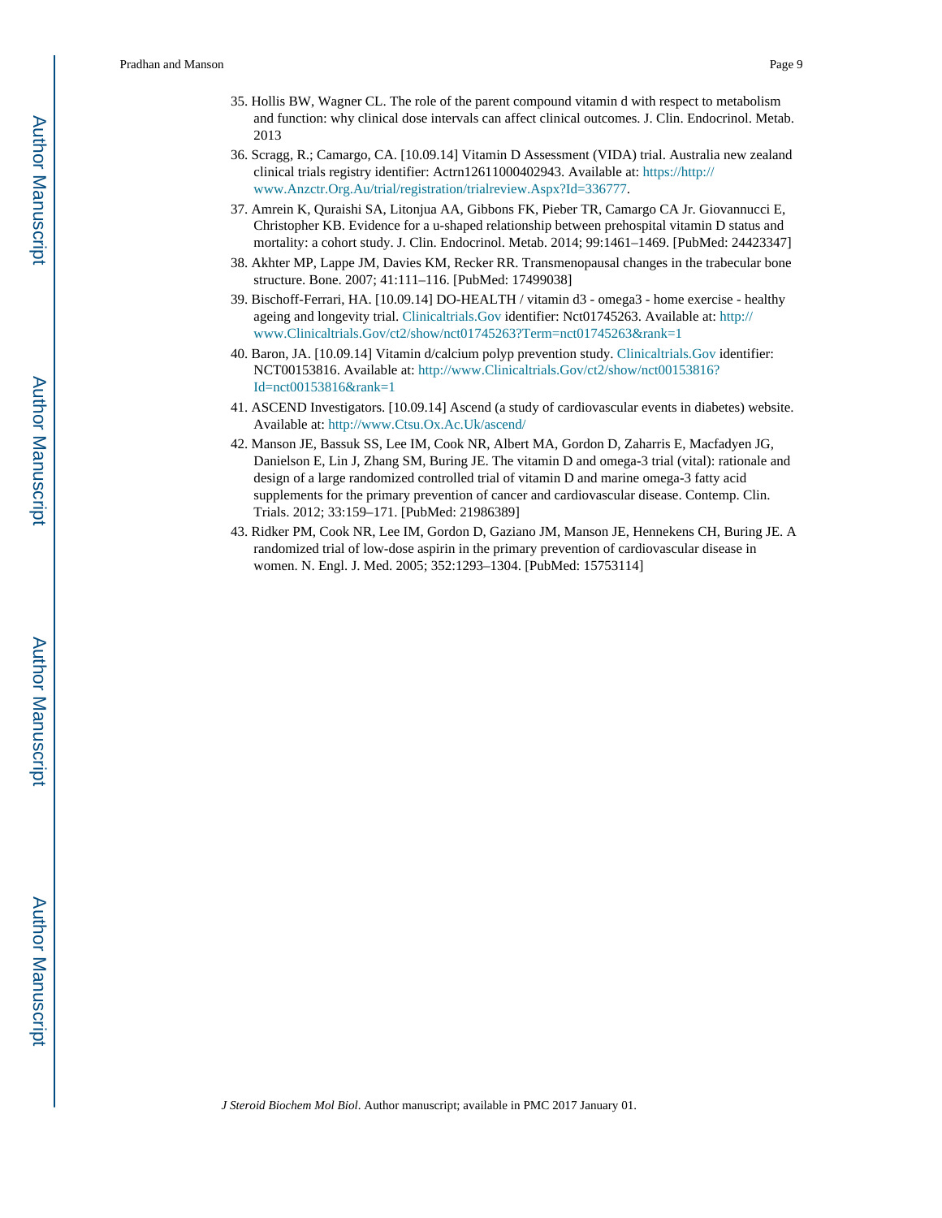35. Hollis BW, Wagner CL. The role of the parent compound vitamin d with respect to metabolism and function: why clinical dose intervals can affect clinical outcomes. J. Clin. Endocrinol. Metab. 2013
36. Scragg, R.; Camargo, CA. [10.09.14] Vitamin D Assessment (VIDA) trial. Australia new zealand clinical trials registry identifier: Actrn12611000402943. Available at: https://http://www.Anzctr.Org.Au/trial/registration/trialreview.Aspx?Id=336777.
37. Amrein K, Quraishi SA, Litonjua AA, Gibbons FK, Pieber TR, Camargo CA Jr. Giovannucci E, Christopher KB. Evidence for a u-shaped relationship between prehospital vitamin D status and mortality: a cohort study. J. Clin. Endocrinol. Metab. 2014; 99:1461–1469. [PubMed: 24423347]
38. Akhter MP, Lappe JM, Davies KM, Recker RR. Transmenopausal changes in the trabecular bone structure. Bone. 2007; 41:111–116. [PubMed: 17499038]
39. Bischoff-Ferrari, HA. [10.09.14] DO-HEALTH / vitamin d3 - omega3 - home exercise - healthy ageing and longevity trial. Clinicaltrials.Gov identifier: Nct01745263. Available at: http://www.Clinicaltrials.Gov/ct2/show/nct01745263?Term=nct01745263&rank=1
40. Baron, JA. [10.09.14] Vitamin d/calcium polyp prevention study. Clinicaltrials.Gov identifier: NCT00153816. Available at: http://www.Clinicaltrials.Gov/ct2/show/nct00153816?Id=nct00153816&rank=1
41. ASCEND Investigators. [10.09.14] Ascend (a study of cardiovascular events in diabetes) website. Available at: http://www.Ctsu.Ox.Ac.Uk/ascend/
42. Manson JE, Bassuk SS, Lee IM, Cook NR, Albert MA, Gordon D, Zaharris E, Macfadyen JG, Danielson E, Lin J, Zhang SM, Buring JE. The vitamin D and omega-3 trial (vital): rationale and design of a large randomized controlled trial of vitamin D and marine omega-3 fatty acid supplements for the primary prevention of cancer and cardiovascular disease. Contemp. Clin. Trials. 2012; 33:159–171. [PubMed: 21986389]
43. Ridker PM, Cook NR, Lee IM, Gordon D, Gaziano JM, Manson JE, Hennekens CH, Buring JE. A randomized trial of low-dose aspirin in the primary prevention of cardiovascular disease in women. N. Engl. J. Med. 2005; 352:1293–1304. [PubMed: 15753114]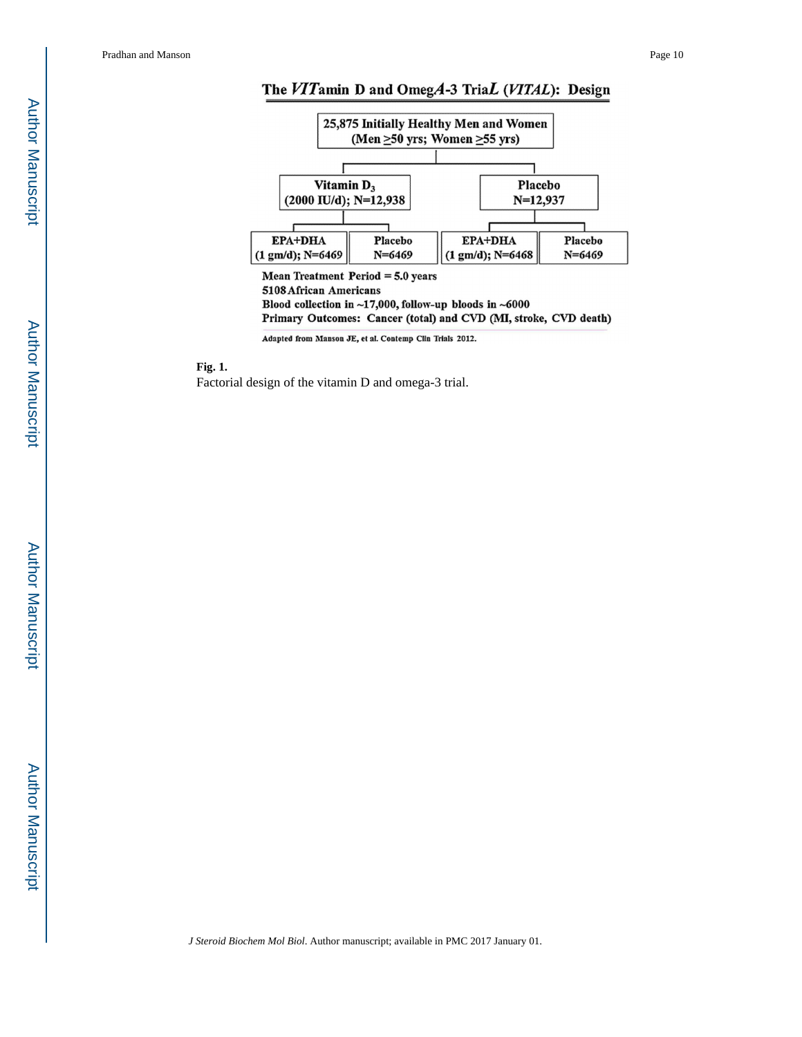## The *VIT*amin D and Omeg*A*-3 Tria*L* (*VITAL*): Design

**25,875 Initially Healthy Men and Women (Men ≥50 yrs; Women ≥55 yrs)**

- **Vitamin $D_3$ (2000 IU/d); N=12,938**
  - **EPA+DHA (1 gm/d); N=6469**
  - **Placebo N=6469**
- **Placebo N=12,937**
  - **EPA+DHA (1 gm/d); N=6468**
  - **Placebo N=6469**

**Mean Treatment Period = 5.0 years**
**5108 African Americans**
**Blood collection in ~17,000, follow-up bloods in ~6000**
**Primary Outcomes: Cancer (total) and CVD (MI, stroke, CVD death)**

**Adapted from Manson JE, et al. Contemp Clin Trials 2012.**

**Fig. 1.**
Factorial design of the vitamin D and omega-3 trial.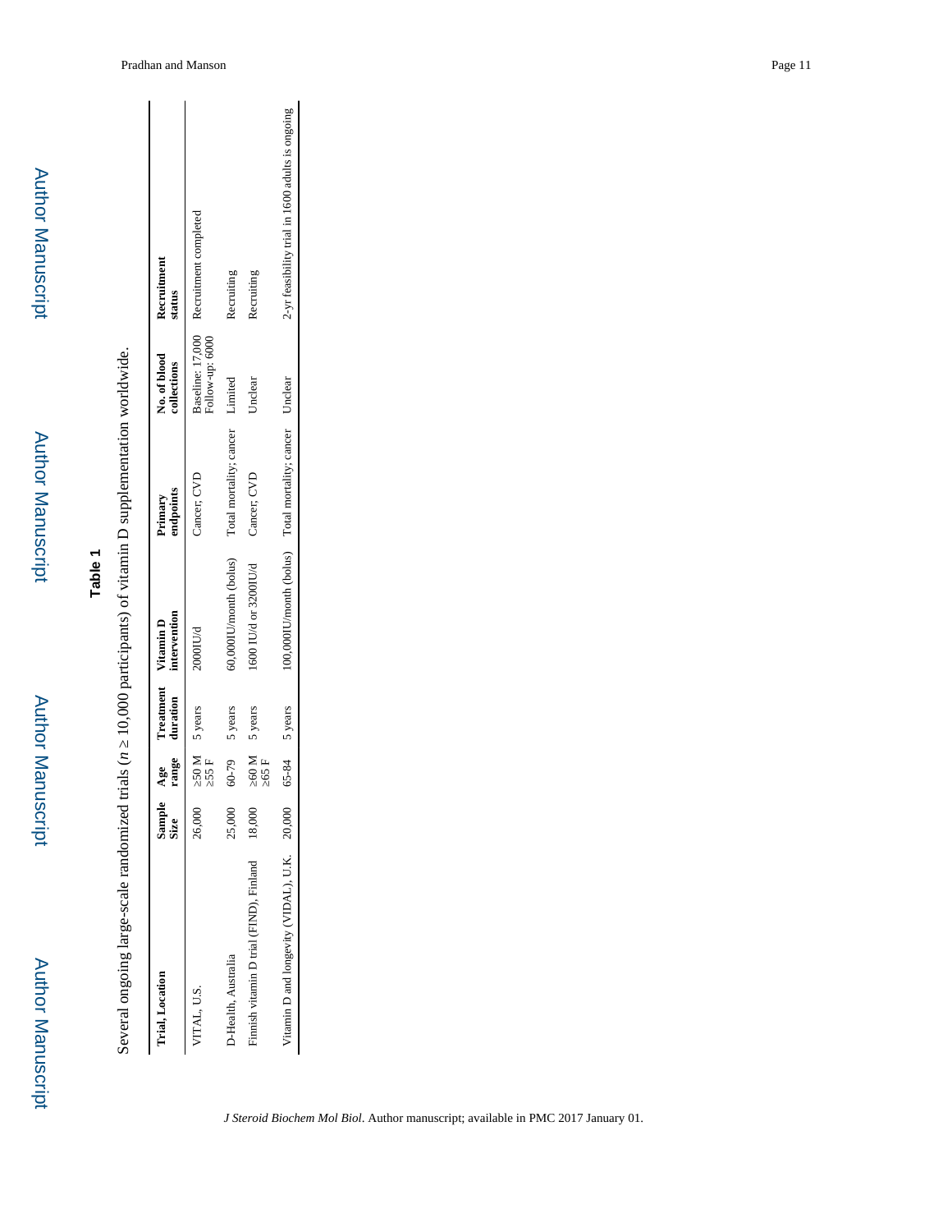**Table 1**

Several ongoing large-scale randomized trials ($n \geq 10{,}000$ participants) of vitamin D supplementation worldwide.

| Trial, Location | Sample Size | Age range | Treatment duration | Vitamin D intervention | Primary endpoints | No. of blood collections | Recruitment status |
|---|---|---|---|---|---|---|---|
| VITAL, U.S. | 26,000 | ≥50 M ≥55 F | 5 years | 2000IU/d | Cancer, CVD | Baseline: 17,000 Follow-up: 6000 | Recruitment completed |
| D-Health, Australia | 25,000 | 60-79 | 5 years | 60,000IU/month (bolus) | Total mortality; cancer | Limited | Recruiting |
| Finnish vitamin D trial (FIND), Finland | 18,000 | ≥60 M ≥65 F | 5 years | 1600 IU/d or 3200IU/d | Cancer, CVD | Unclear | Recruiting |
| Vitamin D and longevity (VIDAL), U.K. | 20,000 | 65-84 | 5 years | 100,000IU/month (bolus) | Total mortality; cancer | Unclear | 2-yr feasibility trial in 1600 adults is ongoing |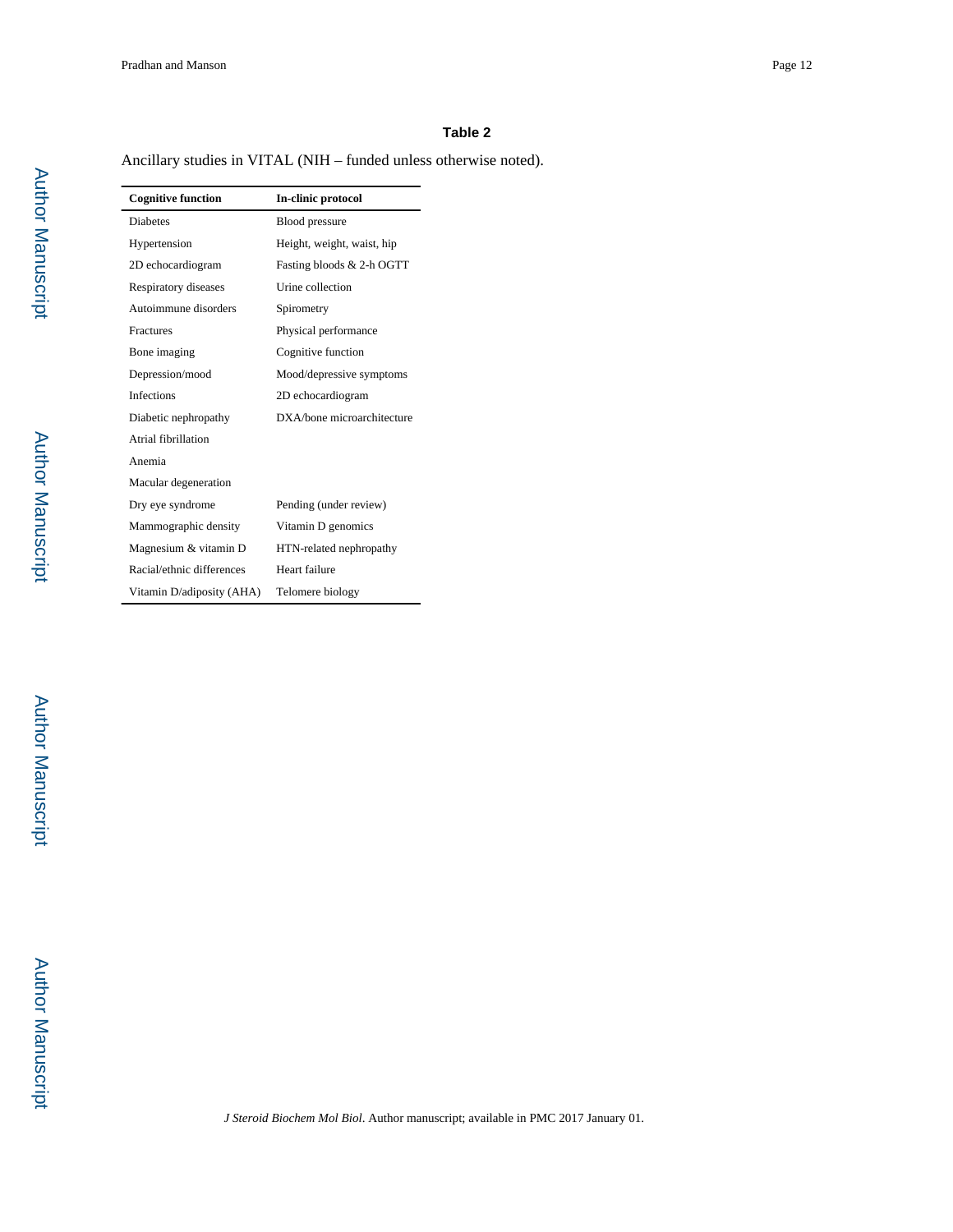**Table 2**

Ancillary studies in VITAL (NIH – funded unless otherwise noted).

| Cognitive function | In-clinic protocol |
|---|---|
| Diabetes | Blood pressure |
| Hypertension | Height, weight, waist, hip |
| 2D echocardiogram | Fasting bloods & 2-h OGTT |
| Respiratory diseases | Urine collection |
| Autoimmune disorders | Spirometry |
| Fractures | Physical performance |
| Bone imaging | Cognitive function |
| Depression/mood | Mood/depressive symptoms |
| Infections | 2D echocardiogram |
| Diabetic nephropathy | DXA/bone microarchitecture |
| Atrial fibrillation | |
| Anemia | |
| Macular degeneration | |
| Dry eye syndrome | Pending (under review) |
| Mammographic density | Vitamin D genomics |
| Magnesium & vitamin D | HTN-related nephropathy |
| Racial/ethnic differences | Heart failure |
| Vitamin D/adiposity (AHA) | Telomere biology |